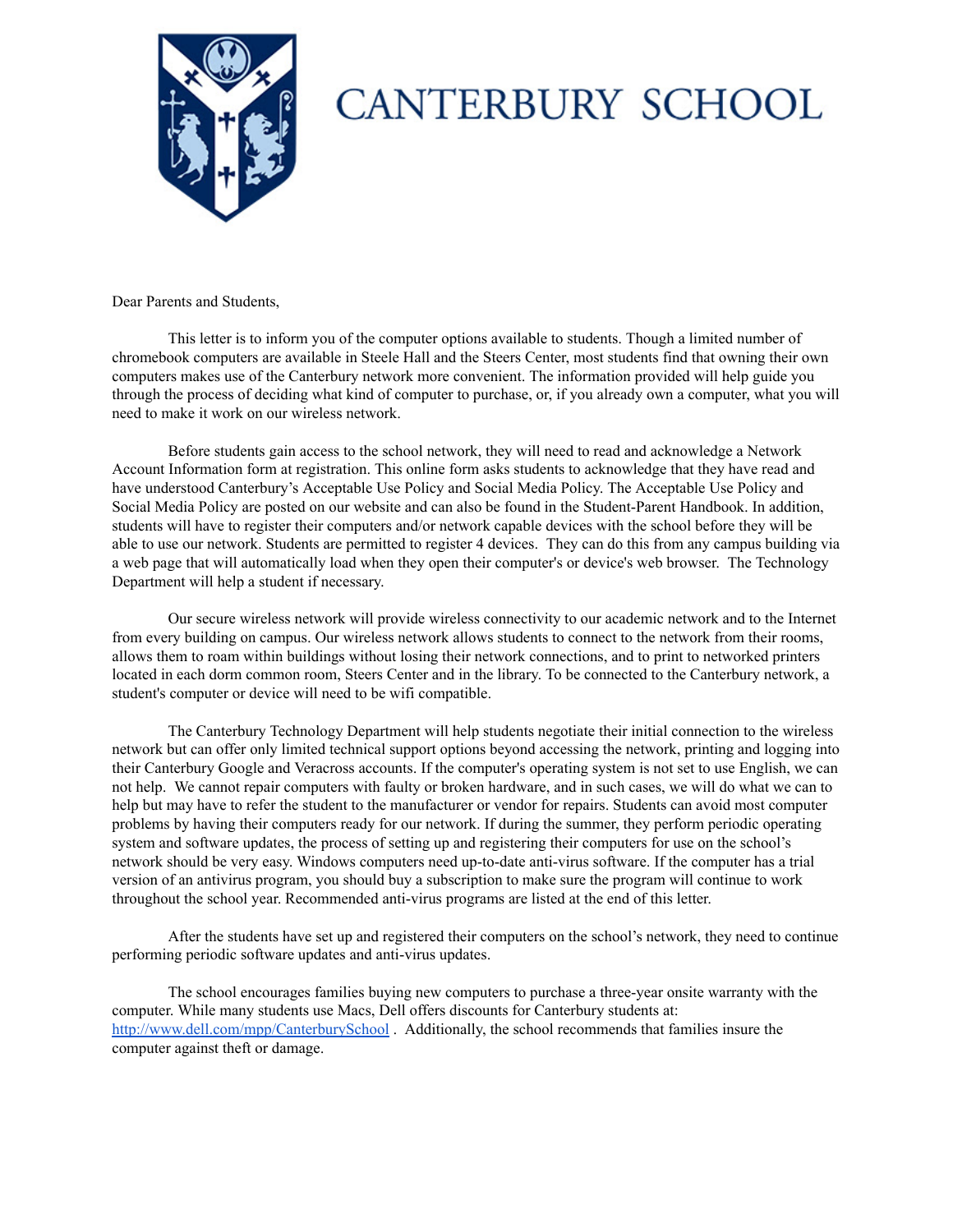# CANTERBURY SCHOOL

Dear Parents and Students,

This letter is to inform you of the computer options available to students. Though a limited number of chromebook computers are available in Steele Hall and the Steers Center, most students find that owning their own computers makes use of the Canterbury network more convenient. The information provided will help guide you through the process of deciding what kind of computer to purchase, or, if you already own a computer, what you will need to make it work on our wireless network.

Before students gain access to the school network, they will need to read and acknowledge a Network Account Information form at registration. This online form asks students to acknowledge that they have read and have understood Canterbury's Acceptable Use Policy and Social Media Policy. The Acceptable Use Policy and Social Media Policy are posted on our website and can also be found in the Student-Parent Handbook. In addition, students will have to register their computers and/or network capable devices with the school before they will be able to use our network. Students are permitted to register 4 devices. They can do this from any campus building via a web page that will automatically load when they open their computer's or device's web browser. The Technology Department will help a student if necessary.

Our secure wireless network will provide wireless connectivity to our academic network and to the Internet from every building on campus. Our wireless network allows students to connect to the network from their rooms, allows them to roam within buildings without losing their network connections, and to print to networked printers located in each dorm common room, Steers Center and in the library. To be connected to the Canterbury network, a student's computer or device will need to be wifi compatible.

The Canterbury Technology Department will help students negotiate their initial connection to the wireless network but can offer only limited technical support options beyond accessing the network, printing and logging into their Canterbury Google and Veracross accounts. If the computer's operating system is not set to use English, we can not help. We cannot repair computers with faulty or broken hardware, and in such cases, we will do what we can to help but may have to refer the student to the manufacturer or vendor for repairs. Students can avoid most computer problems by having their computers ready for our network. If during the summer, they perform periodic operating system and software updates, the process of setting up and registering their computers for use on the school's network should be very easy. Windows computers need up-to-date anti-virus software. If the computer has a trial version of an antivirus program, you should buy a subscription to make sure the program will continue to work throughout the school year. Recommended anti-virus programs are listed at the end of this letter.

After the students have set up and registered their computers on the school's network, they need to continue performing periodic software updates and anti-virus updates.

The school encourages families buying new computers to purchase a three-year onsite warranty with the computer. While many students use Macs, Dell offers discounts for Canterbury students at: [http://www.dell.com/mpp/CanterburySchool](http://www.dell.com/mpp/CanterburySchool) . Additionally, the school recommends that families insure the computer against theft or damage.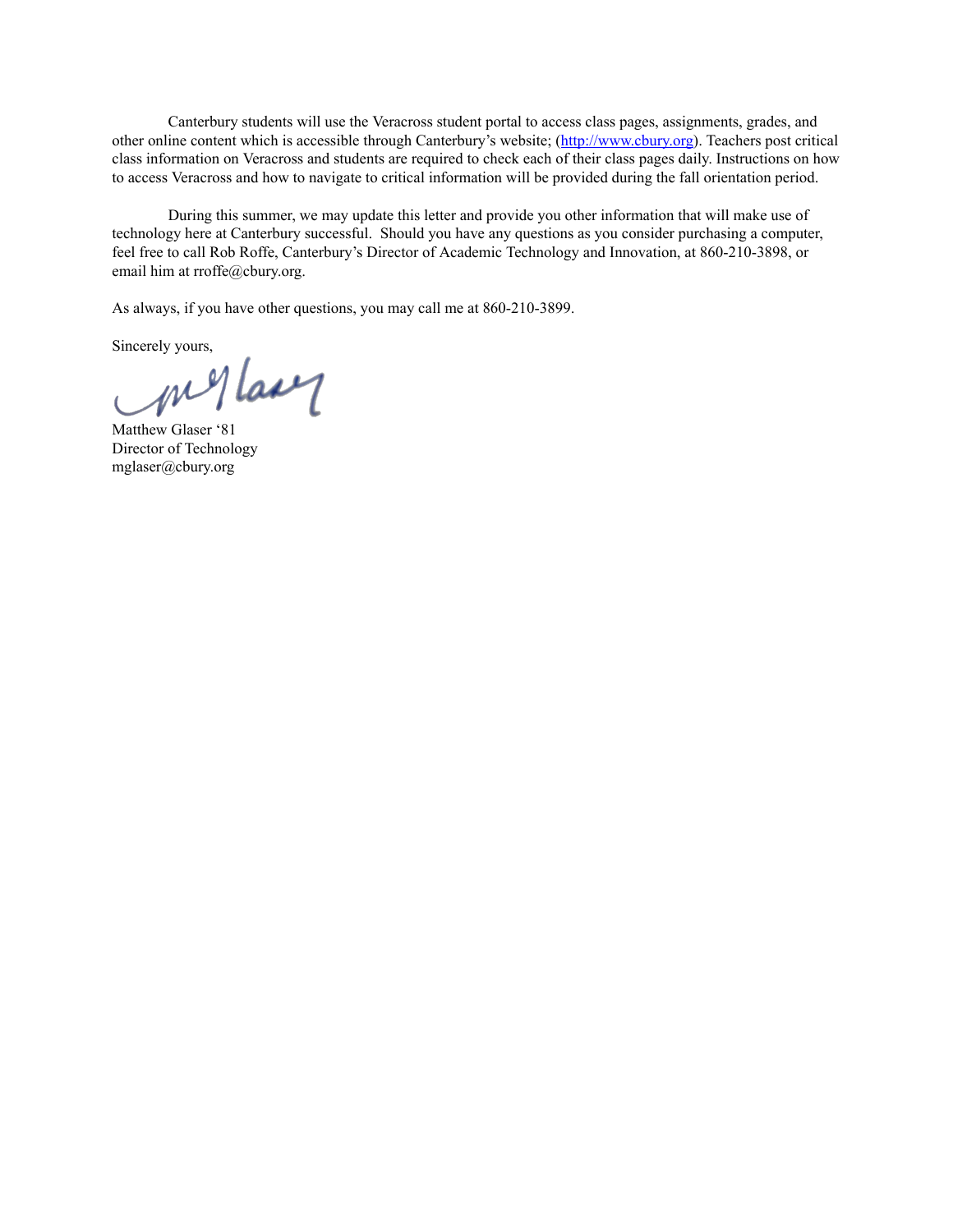Canterbury students will use the Veracross student portal to access class pages, assignments, grades, and other online content which is accessible through Canterbury's website; (http://www.cbury.org). Teachers post critical class information on Veracross and students are required to check each of their class pages daily. Instructions on how to access Veracross and how to navigate to critical information will be provided during the fall orientation period.

During this summer, we may update this letter and provide you other information that will make use of technology here at Canterbury successful. Should you have any questions as you consider purchasing a computer, feel free to call Rob Roffe, Canterbury's Director of Academic Technology and Innovation, at 860-210-3898, or email him at rroffe@cbury.org.

As always, if you have other questions, you may call me at 860-210-3899.

Sincerely yours,

Matthew Glaser '81
Director of Technology
mglaser@cbury.org